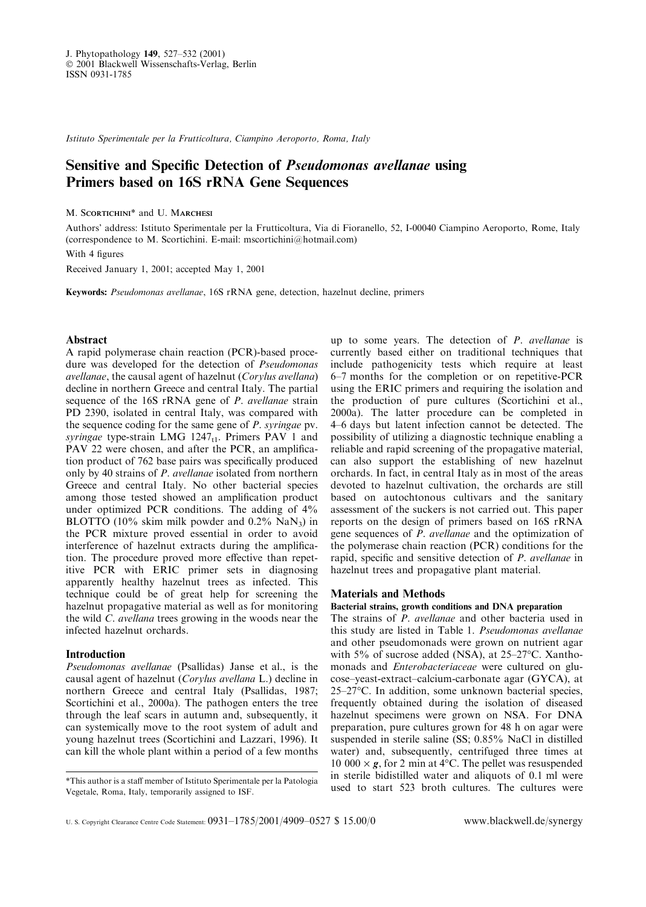Istituto Sperimentale per la Frutticoltura, Ciampino Aeroporto, Roma, Italy

# Sensitive and Specific Detection of *Pseudomonas avellanae* using Primers based on 16S rRNA Gene Sequences

M. Scortichini* and U. Marchesi

Authors' address: Istituto Sperimentale per la Frutticoltura, Via di Fioranello, 52, I-00040 Ciampino Aeroporto, Rome, Italy (correspondence to M. Scortichini. E-mail: mscortichini@hotmail.com)

With 4 figures

Received January 1, 2001; accepted May 1, 2001

**Keywords:** *Pseudomonas avellanae*, 16S rRNA gene, detection, hazelnut decline, primers

## Abstract

A rapid polymerase chain reaction (PCR)-based procedure was developed for the detection of *Pseudomonas avellanae*, the causal agent of hazelnut (*Corylus avellana*) decline in northern Greece and central Italy. The partial sequence of the 16S rRNA gene of *P. avellanae* strain PD 2390, isolated in central Italy, was compared with the sequence coding for the same gene of *P. syringae* pv. *syringae* type-strain LMG $1247_{t1}$. Primers PAV 1 and PAV 22 were chosen, and after the PCR, an amplification product of 762 base pairs was specifically produced only by 40 strains of *P. avellanae* isolated from northern Greece and central Italy. No other bacterial species among those tested showed an amplification product under optimized PCR conditions. The adding of 4% BLOTTO (10% skim milk powder and 0.2% $NaN_3$) in the PCR mixture proved essential in order to avoid interference of hazelnut extracts during the amplification. The procedure proved more effective than repetitive PCR with ERIC primer sets in diagnosing apparently healthy hazelnut trees as infected. This technique could be of great help for screening the hazelnut propagative material as well as for monitoring the wild *C. avellana* trees growing in the woods near the infected hazelnut orchards.

## Introduction

*Pseudomonas avellanae* (Psallidas) Janse et al., is the causal agent of hazelnut (*Corylus avellana* L.) decline in northern Greece and central Italy (Psallidas, 1987; Scortichini et al., 2000a). The pathogen enters the tree through the leaf scars in autumn and, subsequently, it can systemically move to the root system of adult and young hazelnut trees (Scortichini and Lazzari, 1996). It can kill the whole plant within a period of a few months up to some years. The detection of *P. avellanae* is currently based either on traditional techniques that include pathogenicity tests which require at least 6–7 months for the completion or on repetitive-PCR using the ERIC primers and requiring the isolation and the production of pure cultures (Scortichini et al., 2000a). The latter procedure can be completed in 4–6 days but latent infection cannot be detected. The possibility of utilizing a diagnostic technique enabling a reliable and rapid screening of the propagative material, can also support the establishing of new hazelnut orchards. In fact, in central Italy as in most of the areas devoted to hazelnut cultivation, the orchards are still based on autochtonous cultivars and the sanitary assessment of the suckers is not carried out. This paper reports on the design of primers based on 16S rRNA gene sequences of *P. avellanae* and the optimization of the polymerase chain reaction (PCR) conditions for the rapid, specific and sensitive detection of *P. avellanae* in hazelnut trees and propagative plant material.

## Materials and Methods

### Bacterial strains, growth conditions and DNA preparation

The strains of *P. avellanae* and other bacteria used in this study are listed in Table 1. *Pseudomonas avellanae* and other pseudomonads were grown on nutrient agar with 5% of sucrose added (NSA), at 25–27°C. Xanthomonads and *Enterobacteriaceae* were cultured on glucose–yeast-extract–calcium-carbonate agar (GYCA), at 25–27°C. In addition, some unknown bacterial species, frequently obtained during the isolation of diseased hazelnut specimens were grown on NSA. For DNA preparation, pure cultures grown for 48 h on agar were suspended in sterile saline (SS; 0.85% NaCl in distilled water) and, subsequently, centrifuged three times at 10 000 × *g*, for 2 min at 4°C. The pellet was resuspended in sterile bidistilled water and aliquots of 0.1 ml were used to start 523 broth cultures. The cultures were

*This author is a staff member of Istituto Sperimentale per la Patologia Vegetale, Roma, Italy, temporarily assigned to ISF.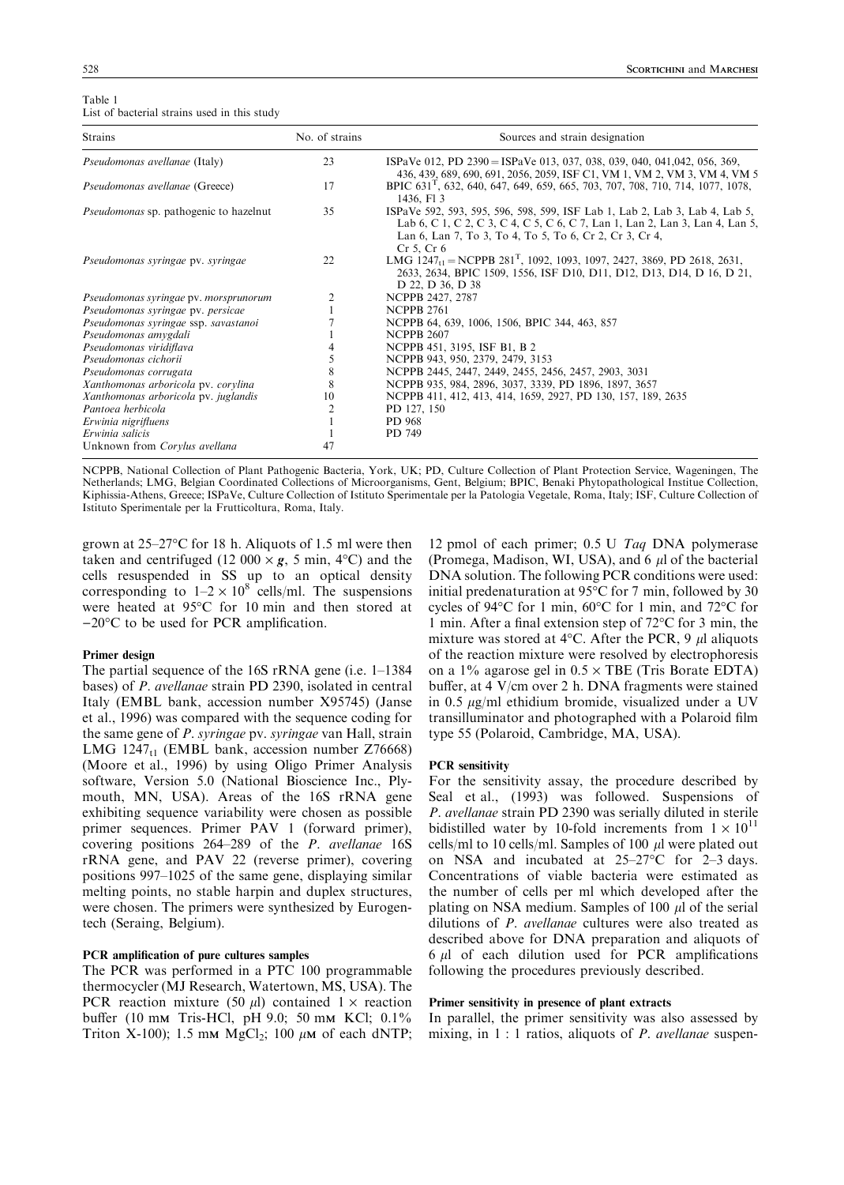Table 1
List of bacterial strains used in this study

| Strains | No. of strains | Sources and strain designation |
|---|---|---|
| *Pseudomonas avellanae* (Italy) | 23 | ISPaVe 012, PD 2390 = ISPaVe 013, 037, 038, 039, 040, 041,042, 056, 369, 436, 439, 689, 690, 691, 2056, 2059, ISF C1, VM 1, VM 2, VM 3, VM 4, VM 5 |
| *Pseudomonas avellanae* (Greece) | 17 | BPIC 631$^T$, 632, 640, 647, 649, 659, 665, 703, 707, 708, 710, 714, 1077, 1078, 1436, Fl 3 |
| *Pseudomonas* sp. pathogenic to hazelnut | 35 | ISPaVe 592, 593, 595, 596, 598, 599, ISF Lab 1, Lab 2, Lab 3, Lab 4, Lab 5, Lab 6, C 1, C 2, C 3, C 4, C 5, C 6, C 7, Lan 1, Lan 2, Lan 3, Lan 4, Lan 5, Lan 6, Lan 7, To 3, To 4, To 5, To 6, Cr 2, Cr 3, Cr 4, Cr 5, Cr 6 |
| *Pseudomonas syringae* pv. *syringae* | 22 | LMG $1247_{t1}$ = NCPPB 281$^T$, 1092, 1093, 1097, 2427, 3869, PD 2618, 2631, 2633, 2634, BPIC 1509, 1556, ISF D10, D11, D12, D13, D14, D 16, D 21, D 22, D 36, D 38 |
| *Pseudomonas syringae* pv. *morsprunorum* | 2 | NCPPB 2427, 2787 |
| *Pseudomonas syringae* pv. *persicae* | 1 | NCPPB 2761 |
| *Pseudomonas syringae* ssp. *savastanoi* | 7 | NCPPB 64, 639, 1006, 1506, BPIC 344, 463, 857 |
| *Pseudomonas amygdali* | 1 | NCPPB 2607 |
| *Pseudomonas viridiflava* | 4 | NCPPB 451, 3195, ISF B1, B 2 |
| *Pseudomonas cichorii* | 5 | NCPPB 943, 950, 2379, 2479, 3153 |
| *Pseudomonas corrugata* | 8 | NCPPB 2445, 2447, 2449, 2455, 2456, 2457, 2903, 3031 |
| *Xanthomonas arboricola* pv. *corylina* | 8 | NCPPB 935, 984, 2896, 3037, 3339, PD 1896, 1897, 3657 |
| *Xanthomonas arboricola* pv. *juglandis* | 10 | NCPPB 411, 412, 413, 414, 1659, 2927, PD 130, 157, 189, 2635 |
| *Pantoea herbicola* | 2 | PD 127, 150 |
| *Erwinia nigrifluens* | 1 | PD 968 |
| *Erwinia salicis* | 1 | PD 749 |
| Unknown from *Corylus avellana* | 47 | |

NCPPB, National Collection of Plant Pathogenic Bacteria, York, UK; PD, Culture Collection of Plant Protection Service, Wageningen, The Netherlands; LMG, Belgian Coordinated Collections of Microorganisms, Gent, Belgium; BPIC, Benaki Phytopathological Institue Collection, Kiphissia-Athens, Greece; ISPaVe, Culture Collection of Istituto Sperimentale per la Patologia Vegetale, Roma, Italy; ISF, Culture Collection of Istituto Sperimentale per la Frutticoltura, Roma, Italy.

grown at 25–27°C for 18 h. Aliquots of 1.5 ml were then taken and centrifuged (12 000 × *g*, 5 min, 4°C) and the cells resuspended in SS up to an optical density corresponding to $1–2 \times 10^8$ cells/ml. The suspensions were heated at 95°C for 10 min and then stored at −20°C to be used for PCR amplification.

#### Primer design

The partial sequence of the 16S rRNA gene (i.e. 1–1384 bases) of *P. avellanae* strain PD 2390, isolated in central Italy (EMBL bank, accession number X95745) (Janse et al., 1996) was compared with the sequence coding for the same gene of *P. syringae* pv. *syringae* van Hall, strain LMG $1247_{t1}$ (EMBL bank, accession number Z76668) (Moore et al., 1996) by using Oligo Primer Analysis software, Version 5.0 (National Bioscience Inc., Plymouth, MN, USA). Areas of the 16S rRNA gene exhibiting sequence variability were chosen as possible primer sequences. Primer PAV 1 (forward primer), covering positions 264–289 of the *P. avellanae* 16S rRNA gene, and PAV 22 (reverse primer), covering positions 997–1025 of the same gene, displaying similar melting points, no stable harpin and duplex structures, were chosen. The primers were synthesized by Eurogentech (Seraing, Belgium).

#### PCR amplification of pure cultures samples

The PCR was performed in a PTC 100 programmable thermocycler (MJ Research, Watertown, MS, USA). The PCR reaction mixture (50 μl) contained 1 × reaction buffer (10 mM Tris-HCl, pH 9.0; 50 mM KCl; 0.1% Triton X-100); 1.5 mM $MgCl_2$; 100 μM of each dNTP; 12 pmol of each primer; 0.5 U *Taq* DNA polymerase (Promega, Madison, WI, USA), and 6 μl of the bacterial DNA solution. The following PCR conditions were used: initial predenaturation at 95°C for 7 min, followed by 30 cycles of 94°C for 1 min, 60°C for 1 min, and 72°C for 1 min. After a final extension step of 72°C for 3 min, the mixture was stored at 4°C. After the PCR, 9 μl aliquots of the reaction mixture were resolved by electrophoresis on a 1% agarose gel in 0.5 × TBE (Tris Borate EDTA) buffer, at 4 V/cm over 2 h. DNA fragments were stained in 0.5 μg/ml ethidium bromide, visualized under a UV transilluminator and photographed with a Polaroid film type 55 (Polaroid, Cambridge, MA, USA).

#### PCR sensitivity

For the sensitivity assay, the procedure described by Seal et al., (1993) was followed. Suspensions of *P. avellanae* strain PD 2390 was serially diluted in sterile bidistilled water by 10-fold increments from $1 \times 10^{11}$ cells/ml to 10 cells/ml. Samples of 100 μl were plated out on NSA and incubated at 25–27°C for 2–3 days. Concentrations of viable bacteria were estimated as the number of cells per ml which developed after the plating on NSA medium. Samples of 100 μl of the serial dilutions of *P. avellanae* cultures were also treated as described above for DNA preparation and aliquots of 6 μl of each dilution used for PCR amplifications following the procedures previously described.

#### Primer sensitivity in presence of plant extracts

In parallel, the primer sensitivity was also assessed by mixing, in 1 : 1 ratios, aliquots of *P. avellanae* suspen-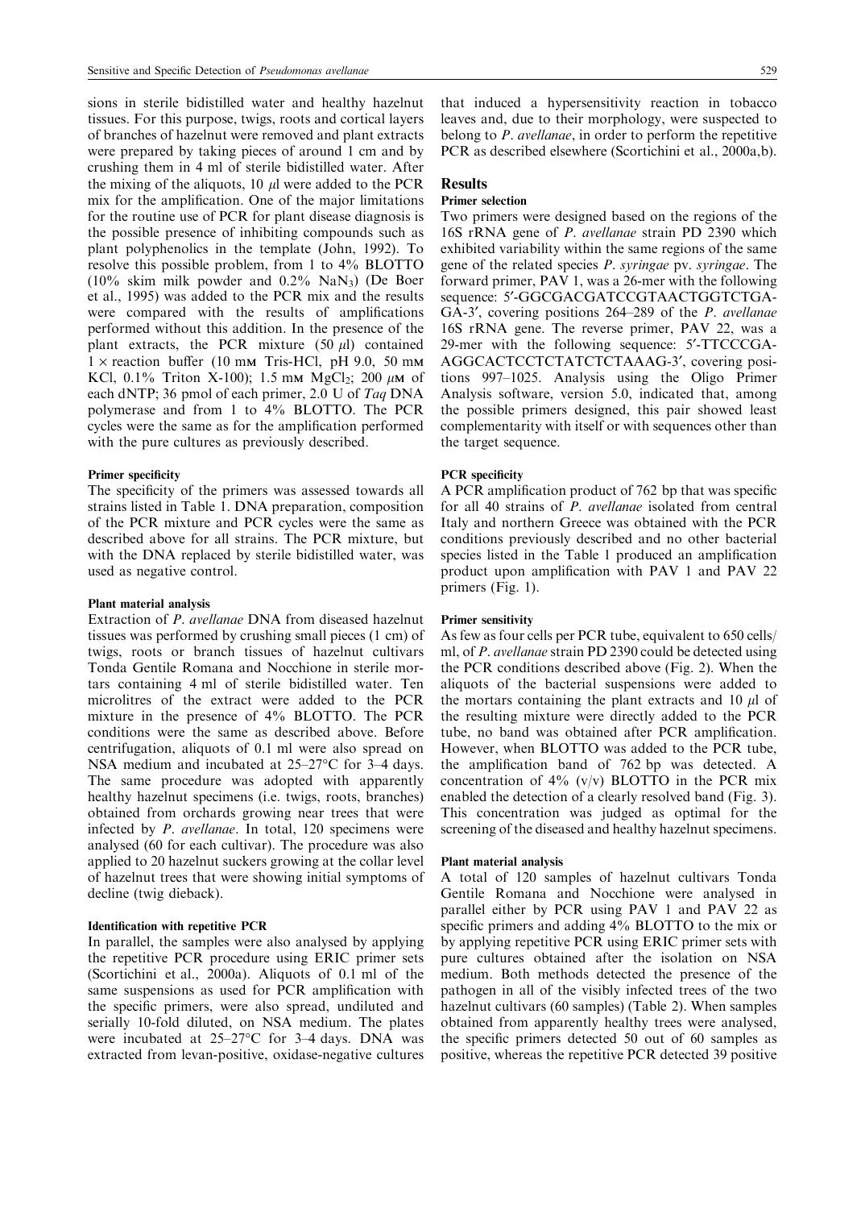sions in sterile bidistilled water and healthy hazelnut tissues. For this purpose, twigs, roots and cortical layers of branches of hazelnut were removed and plant extracts were prepared by taking pieces of around 1 cm and by crushing them in 4 ml of sterile bidistilled water. After the mixing of the aliquots, 10 $\mu$l were added to the PCR mix for the amplification. One of the major limitations for the routine use of PCR for plant disease diagnosis is the possible presence of inhibiting compounds such as plant polyphenolics in the template (John, 1992). To resolve this possible problem, from 1 to 4% BLOTTO (10% skim milk powder and 0.2% $NaN_3$) (De Boer et al., 1995) was added to the PCR mix and the results were compared with the results of amplifications performed without this addition. In the presence of the plant extracts, the PCR mixture (50 $\mu$l) contained 1 × reaction buffer (10 mM Tris-HCl, pH 9.0, 50 mM KCl, 0.1% Triton X-100); 1.5 mM $MgCl_2$; 200 $\mu$M of each dNTP; 36 pmol of each primer, 2.0 U of *Taq* DNA polymerase and from 1 to 4% BLOTTO. The PCR cycles were the same as for the amplification performed with the pure cultures as previously described.

#### Primer specificity

The specificity of the primers was assessed towards all strains listed in Table 1. DNA preparation, composition of the PCR mixture and PCR cycles were the same as described above for all strains. The PCR mixture, but with the DNA replaced by sterile bidistilled water, was used as negative control.

#### Plant material analysis

Extraction of *P. avellanae* DNA from diseased hazelnut tissues was performed by crushing small pieces (1 cm) of twigs, roots or branch tissues of hazelnut cultivars Tonda Gentile Romana and Nocchione in sterile mortars containing 4 ml of sterile bidistilled water. Ten microlitres of the extract were added to the PCR mixture in the presence of 4% BLOTTO. The PCR conditions were the same as described above. Before centrifugation, aliquots of 0.1 ml were also spread on NSA medium and incubated at 25–27°C for 3–4 days. The same procedure was adopted with apparently healthy hazelnut specimens (i.e. twigs, roots, branches) obtained from orchards growing near trees that were infected by *P. avellanae*. In total, 120 specimens were analysed (60 for each cultivar). The procedure was also applied to 20 hazelnut suckers growing at the collar level of hazelnut trees that were showing initial symptoms of decline (twig dieback).

#### Identification with repetitive PCR

In parallel, the samples were also analysed by applying the repetitive PCR procedure using ERIC primer sets (Scortichini et al., 2000a). Aliquots of 0.1 ml of the same suspensions as used for PCR amplification with the specific primers, were also spread, undiluted and serially 10-fold diluted, on NSA medium. The plates were incubated at 25–27°C for 3–4 days. DNA was extracted from levan-positive, oxidase-negative cultures that induced a hypersensitivity reaction in tobacco leaves and, due to their morphology, were suspected to belong to *P. avellanae*, in order to perform the repetitive PCR as described elsewhere (Scortichini et al., 2000a,b).

## Results

#### Primer selection

Two primers were designed based on the regions of the 16S rRNA gene of *P. avellanae* strain PD 2390 which exhibited variability within the same regions of the same gene of the related species *P. syringae* pv. *syringae*. The forward primer, PAV 1, was a 26-mer with the following sequence: 5′-GGCGACGATCCGTAACTGGTCTGA-GA-3′, covering positions 264–289 of the *P. avellanae* 16S rRNA gene. The reverse primer, PAV 22, was a 29-mer with the following sequence: 5′-TTCCCGA-AGGCACTCCTCTATCTCTAAAG-3′, covering positions 997–1025. Analysis using the Oligo Primer Analysis software, version 5.0, indicated that, among the possible primers designed, this pair showed least complementarity with itself or with sequences other than the target sequence.

#### PCR specificity

A PCR amplification product of 762 bp that was specific for all 40 strains of *P. avellanae* isolated from central Italy and northern Greece was obtained with the PCR conditions previously described and no other bacterial species listed in the Table 1 produced an amplification product upon amplification with PAV 1 and PAV 22 primers (Fig. 1).

#### Primer sensitivity

As few as four cells per PCR tube, equivalent to 650 cells/ml, of *P. avellanae* strain PD 2390 could be detected using the PCR conditions described above (Fig. 2). When the aliquots of the bacterial suspensions were added to the mortars containing the plant extracts and 10 $\mu$l of the resulting mixture were directly added to the PCR tube, no band was obtained after PCR amplification. However, when BLOTTO was added to the PCR tube, the amplification band of 762 bp was detected. A concentration of 4% (v/v) BLOTTO in the PCR mix enabled the detection of a clearly resolved band (Fig. 3). This concentration was judged as optimal for the screening of the diseased and healthy hazelnut specimens.

#### Plant material analysis

A total of 120 samples of hazelnut cultivars Tonda Gentile Romana and Nocchione were analysed in parallel either by PCR using PAV 1 and PAV 22 as specific primers and adding 4% BLOTTO to the mix or by applying repetitive PCR using ERIC primer sets with pure cultures obtained after the isolation on NSA medium. Both methods detected the presence of the pathogen in all of the visibly infected trees of the two hazelnut cultivars (60 samples) (Table 2). When samples obtained from apparently healthy trees were analysed, the specific primers detected 50 out of 60 samples as positive, whereas the repetitive PCR detected 39 positive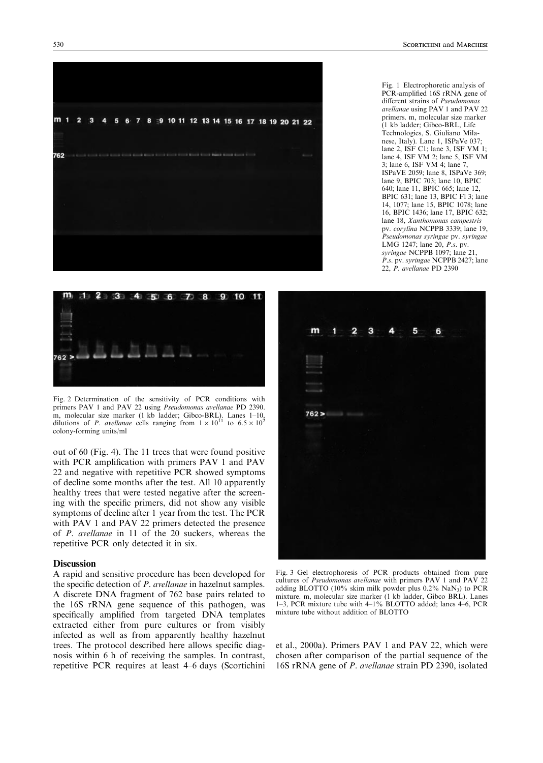Fig. 1 Electrophoretic analysis of PCR-amplified 16S rRNA gene of different strains of *Pseudomonas avellanae* using PAV 1 and PAV 22 primers. m, molecular size marker (1 kb ladder; Gibco-BRL, Life Technologies, S. Giuliano Milanese, Italy). Lane 1, ISPaVe 037; lane 2, ISF C1; lane 3, ISF VM 1; lane 4, ISF VM 2; lane 5, ISF VM 3; lane 6, ISF VM 4; lane 7, ISPaVE 2059; lane 8, ISPaVe 369; lane 9, BPIC 703; lane 10, BPIC 640; lane 11, BPIC 665; lane 12, BPIC 631; lane 13, BPIC Fl 3; lane 14, 1077; lane 15, BPIC 1078; lane 16, BPIC 1436; lane 17, BPIC 632; lane 18, *Xanthomonas campestris* pv. *corylina* NCPPB 3339; lane 19, *Pseudomonas syringae* pv. *syringae* LMG 1247; lane 20, *P.s.* pv. *syringae* NCPPB 1097; lane 21, *P.s.* pv. *syringae* NCPPB 2427; lane 22, *P. avellanae* PD 2390

Fig. 2 Determination of the sensitivity of PCR conditions with primers PAV 1 and PAV 22 using *Pseudomonas avellanae* PD 2390. m, molecular size marker (1 kb ladder; Gibco-BRL). Lanes 1–10, dilutions of *P. avellanae* cells ranging from $1 \times 10^{11}$ to $6.5 \times 10^{2}$ colony-forming units/ml

out of 60 (Fig. 4). The 11 trees that were found positive with PCR amplification with primers PAV 1 and PAV 22 and negative with repetitive PCR showed symptoms of decline some months after the test. All 10 apparently healthy trees that were tested negative after the screening with the specific primers, did not show any visible symptoms of decline after 1 year from the test. The PCR with PAV 1 and PAV 22 primers detected the presence of *P. avellanae* in 11 of the 20 suckers, whereas the repetitive PCR only detected it in six.

## Discussion

A rapid and sensitive procedure has been developed for the specific detection of *P. avellanae* in hazelnut samples. A discrete DNA fragment of 762 base pairs related to the 16S rRNA gene sequence of this pathogen, was specifically amplified from targeted DNA templates extracted either from pure cultures or from visibly infected as well as from apparently healthy hazelnut trees. The protocol described here allows specific diagnosis within 6 h of receiving the samples. In contrast, repetitive PCR requires at least 4–6 days (Scortichini et al., 2000a). Primers PAV 1 and PAV 22, which were chosen after comparison of the partial sequence of the 16S rRNA gene of *P. avellanae* strain PD 2390, isolated

Fig. 3 Gel electrophoresis of PCR products obtained from pure cultures of *Pseudomonas avellanae* with primers PAV 1 and PAV 22 adding BLOTTO (10% skim milk powder plus 0.2% $NaN_3$) to PCR mixture. m, molecular size marker (1 kb ladder, Gibco BRL). Lanes 1–3, PCR mixture tube with 4–1% BLOTTO added; lanes 4–6, PCR mixture tube without addition of BLOTTO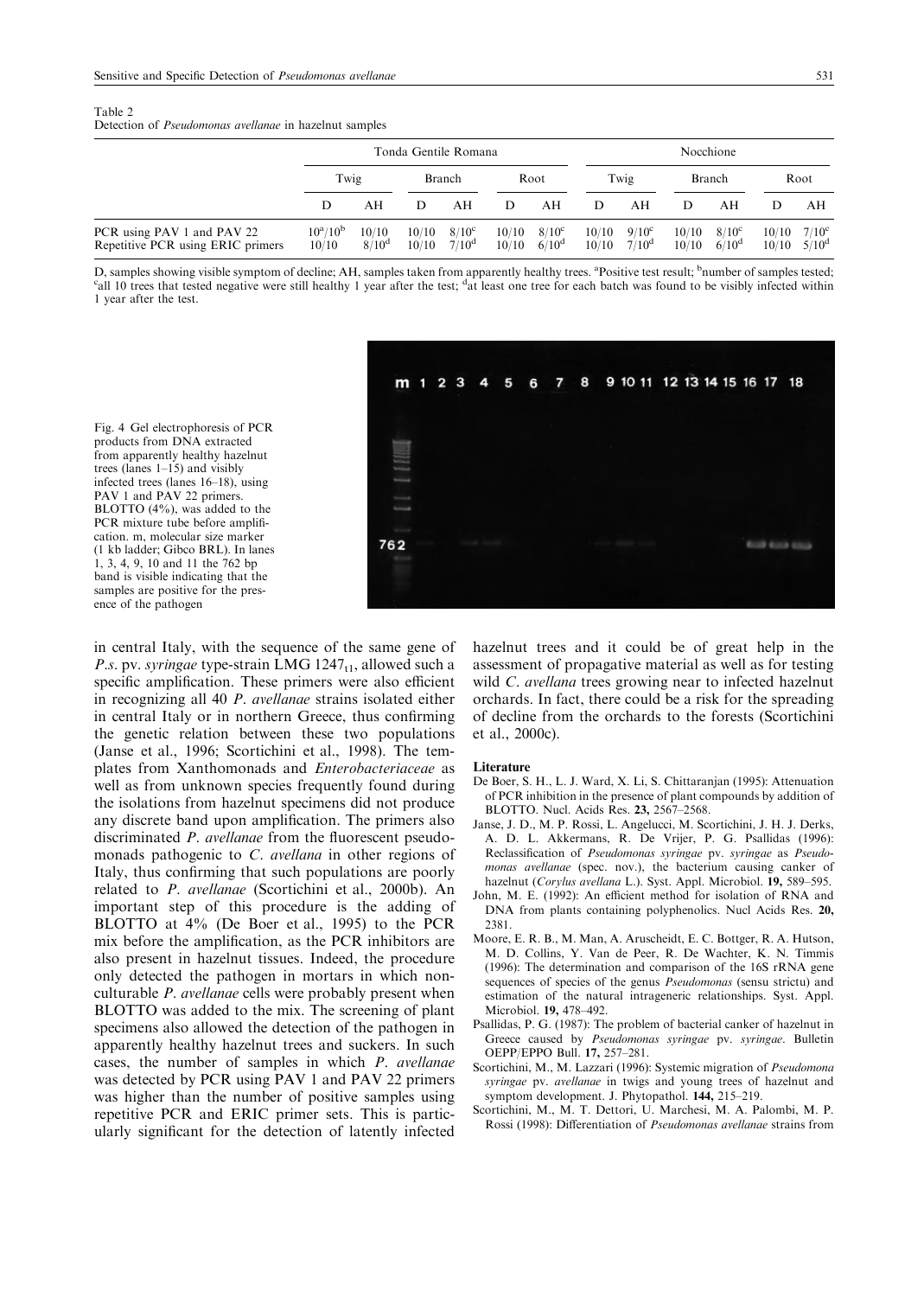Table 2
Detection of *Pseudomonas avellanae* in hazelnut samples

| | Tonda Gentile Romana | | | | | | Nocchione | | | | | |
|---|---|---|---|---|---|---|---|---|---|---|---|---|
| | Twig | | Branch | | Root | | Twig | | Branch | | Root | |
| | D | AH | D | AH | D | AH | D | AH | D | AH | D | AH |
| PCR using PAV 1 and PAV 22 | 10[a]/10[b] | 10/10 | 10/10 | 8/10[c] | 10/10 | 8/10[c] | 10/10 | 9/10[c] | 10/10 | 8/10[c] | 10/10 | 7/10[c] |
| Repetitive PCR using ERIC primers | 10/10 | 8/10[d] | 10/10 | 7/10[d] | 10/10 | 6/10[d] | 10/10 | 7/10[d] | 10/10 | 6/10[d] | 10/10 | 5/10[d] |

D, samples showing visible symptom of decline; AH, samples taken from apparently healthy trees. [a]Positive test result; [b]number of samples tested; [c]all 10 trees that tested negative were still healthy 1 year after the test; [d]at least one tree for each batch was found to be visibly infected within 1 year after the test.

Fig. 4 Gel electrophoresis of PCR products from DNA extracted from apparently healthy hazelnut trees (lanes 1–15) and visibly infected trees (lanes 16–18), using PAV 1 and PAV 22 primers. BLOTTO (4%), was added to the PCR mixture tube before amplification. m, molecular size marker (1 kb ladder; Gibco BRL). In lanes 1, 3, 4, 9, 10 and 11 the 762 bp band is visible indicating that the samples are positive for the presence of the pathogen

in central Italy, with the sequence of the same gene of *P.s.* pv. *syringae* type-strain LMG $1247_{t1}$, allowed such a specific amplification. These primers were also efficient in recognizing all 40 *P. avellanae* strains isolated either in central Italy or in northern Greece, thus confirming the genetic relation between these two populations (Janse et al., 1996; Scortichini et al., 1998). The templates from Xanthomonads and *Enterobacteriaceae* as well as from unknown species frequently found during the isolations from hazelnut specimens did not produce any discrete band upon amplification. The primers also discriminated *P. avellanae* from the fluorescent pseudomonads pathogenic to *C. avellana* in other regions of Italy, thus confirming that such populations are poorly related to *P. avellanae* (Scortichini et al., 2000b). An important step of this procedure is the adding of BLOTTO at 4% (De Boer et al., 1995) to the PCR mix before the amplification, as the PCR inhibitors are also present in hazelnut tissues. Indeed, the procedure only detected the pathogen in mortars in which nonculturable *P. avellanae* cells were probably present when BLOTTO was added to the mix. The screening of plant specimens also allowed the detection of the pathogen in apparently healthy hazelnut trees and suckers. In such cases, the number of samples in which *P. avellanae* was detected by PCR using PAV 1 and PAV 22 primers was higher than the number of positive samples using repetitive PCR and ERIC primer sets. This is particularly significant for the detection of latently infected hazelnut trees and it could be of great help in the assessment of propagative material as well as for testing wild *C. avellana* trees growing near to infected hazelnut orchards. In fact, there could be a risk for the spreading of decline from the orchards to the forests (Scortichini et al., 2000c).

## Literature

De Boer, S. H., L. J. Ward, X. Li, S. Chittaranjan (1995): Attenuation of PCR inhibition in the presence of plant compounds by addition of BLOTTO. Nucl. Acids Res. **23,** 2567–2568.

Janse, J. D., M. P. Rossi, L. Angelucci, M. Scortichini, J. H. J. Derks, A. D. L. Akkermans, R. De Vrijer, P. G. Psallidas (1996): Reclassification of *Pseudomonas syringae* pv. *syringae* as *Pseudomonas avellanae* (spec. nov.), the bacterium causing canker of hazelnut (*Corylus avellana* L.). Syst. Appl. Microbiol. **19,** 589–595.

John, M. E. (1992): An efficient method for isolation of RNA and DNA from plants containing polyphenolics. Nucl Acids Res. **20,** 2381.

Moore, E. R. B., M. Man, A. Aruscheidt, E. C. Bottger, R. A. Hutson, M. D. Collins, Y. Van de Peer, R. De Wachter, K. N. Timmis (1996): The determination and comparison of the 16S rRNA gene sequences of species of the genus *Pseudomonas* (sensu strictu) and estimation of the natural intrageneric relationships. Syst. Appl. Microbiol. **19,** 478–492.

Psallidas, P. G. (1987): The problem of bacterial canker of hazelnut in Greece caused by *Pseudomonas syringae* pv. *syringae*. Bulletin OEPP/EPPO Bull. **17,** 257–281.

Scortichini, M., M. Lazzari (1996): Systemic migration of *Pseudomona syringae* pv. *avellanae* in twigs and young trees of hazelnut and symptom development. J. Phytopathol. **144,** 215–219.

Scortichini, M., M. T. Dettori, U. Marchesi, M. A. Palombi, M. P. Rossi (1998): Differentiation of *Pseudomonas avellanae* strains from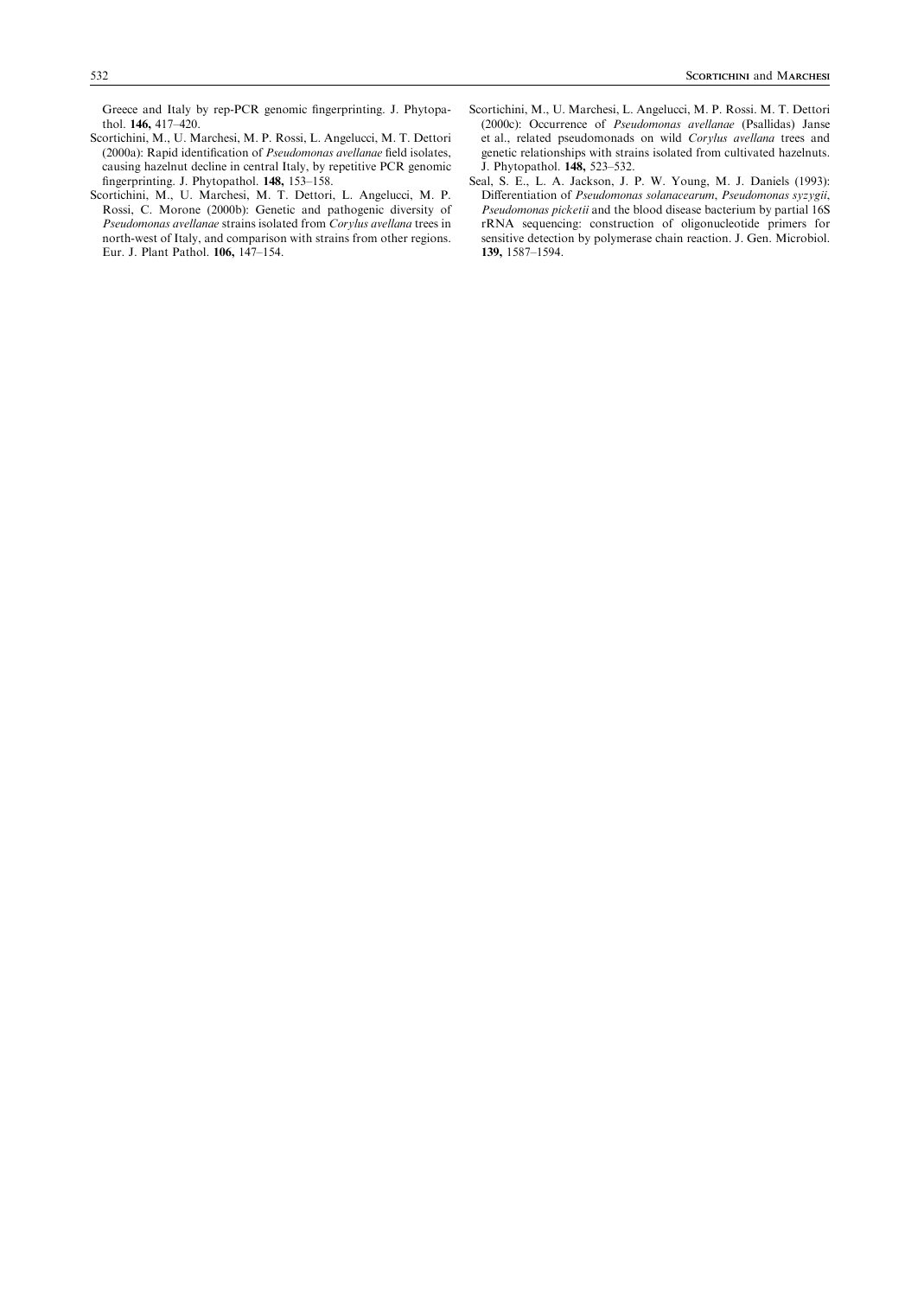Greece and Italy by rep-PCR genomic fingerprinting. J. Phytopathol. **146,** 417–420.

Scortichini, M., U. Marchesi, M. P. Rossi, L. Angelucci, M. T. Dettori (2000a): Rapid identification of *Pseudomonas avellanae* field isolates, causing hazelnut decline in central Italy, by repetitive PCR genomic fingerprinting. J. Phytopathol. **148,** 153–158.

Scortichini, M., U. Marchesi, M. T. Dettori, L. Angelucci, M. P. Rossi, C. Morone (2000b): Genetic and pathogenic diversity of *Pseudomonas avellanae* strains isolated from *Corylus avellana* trees in north-west of Italy, and comparison with strains from other regions. Eur. J. Plant Pathol. **106,** 147–154.

Scortichini, M., U. Marchesi, L. Angelucci, M. P. Rossi. M. T. Dettori (2000c): Occurrence of *Pseudomonas avellanae* (Psallidas) Janse et al., related pseudomonads on wild *Corylus avellana* trees and genetic relationships with strains isolated from cultivated hazelnuts. J. Phytopathol. **148,** 523–532.

Seal, S. E., L. A. Jackson, J. P. W. Young, M. J. Daniels (1993): Differentiation of *Pseudomonas solanacearum*, *Pseudomonas syzygii*, *Pseudomonas picketii* and the blood disease bacterium by partial 16S rRNA sequencing: construction of oligonucleotide primers for sensitive detection by polymerase chain reaction. J. Gen. Microbiol. **139,** 1587–1594.